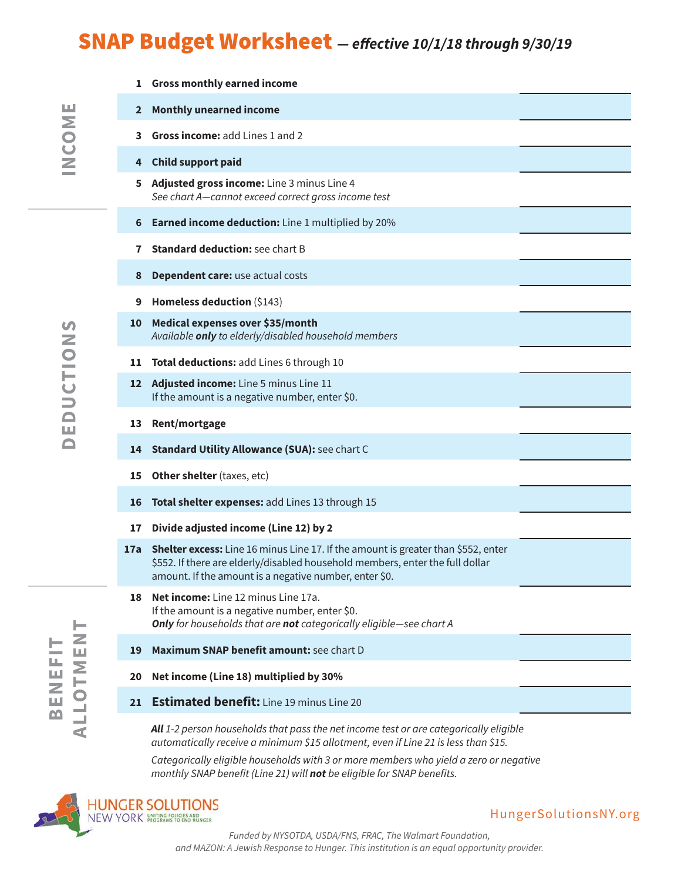# SNAP Budget Worksheet *— effective 10/1/18 through 9/30/19*

## INCOME

| Line | Item | Amount |
|---|---|---|
| 1 | **Gross monthly earned income** | |
| 2 | **Monthly unearned income** | |
| 3 | **Gross income:** add Lines 1 and 2 | |
| 4 | **Child support paid** | |
| 5 | **Adjusted gross income:** Line 3 minus Line 4 *See chart A—cannot exceed correct gross income test* | |

## DEDUCTIONS

| Line | Item | Amount |
|---|---|---|
| 6 | **Earned income deduction:** Line 1 multiplied by 20% | |
| 7 | **Standard deduction:** see chart B | |
| 8 | **Dependent care:** use actual costs | |
| 9 | **Homeless deduction** ($143) | |
| 10 | **Medical expenses over $35/month** *Available **only** to elderly/disabled household members* | |
| 11 | **Total deductions:** add Lines 6 through 10 | |
| 12 | **Adjusted income:** Line 5 minus Line 11 If the amount is a negative number, enter $0. | |
| 13 | **Rent/mortgage** | |
| 14 | **Standard Utility Allowance (SUA):** see chart C | |
| 15 | **Other shelter** (taxes, etc) | |
| 16 | **Total shelter expenses:** add Lines 13 through 15 | |
| 17 | **Divide adjusted income (Line 12) by 2** | |
| 17a | **Shelter excess:** Line 16 minus Line 17. If the amount is greater than $552, enter $552. If there are elderly/disabled household members, enter the full dollar amount. If the amount is a negative number, enter $0. | |

## BENEFIT ALLOTMENT

| Line | Item | Amount |
|---|---|---|
| 18 | **Net income:** Line 12 minus Line 17a. If the amount is a negative number, enter $0. ***Only** for households that are **not** categorically eligible—see chart A* | |
| 19 | **Maximum SNAP benefit amount:** see chart D | |
| 20 | **Net income (Line 18) multiplied by 30%** | |
| 21 | **Estimated benefit:** Line 19 minus Line 20 | |

***All** 1-2 person households that pass the net income test or are categorically eligible automatically receive a minimum $15 allotment, even if Line 21 is less than $15.*

*Categorically eligible households with 3 or more members who yield a zero or negative monthly SNAP benefit (Line 21) will **not** be eligible for SNAP benefits.*

HUNGER SOLUTIONS NEW YORK — UNITING POLICIES AND PROGRAMS TO END HUNGER

HungerSolutionsNY.org

*Funded by NYSOTDA, USDA/FNS, FRAC, The Walmart Foundation, and MAZON: A Jewish Response to Hunger. This institution is an equal opportunity provider.*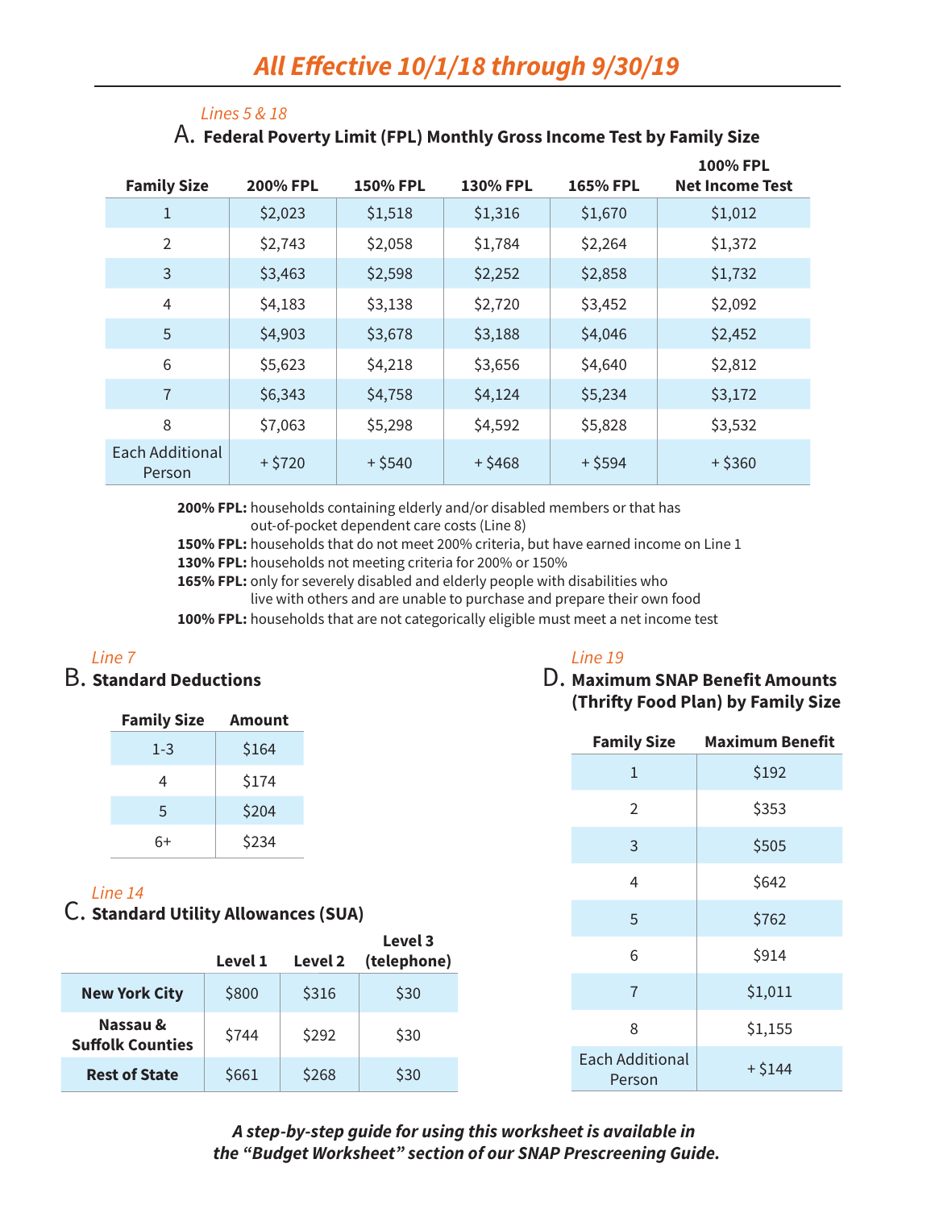## *All Effective 10/1/18 through 9/30/19*

*Lines 5 & 18*

### A. Federal Poverty Limit (FPL) Monthly Gross Income Test by Family Size

| Family Size | 200% FPL | 150% FPL | 130% FPL | 165% FPL | 100% FPL Net Income Test |
|---|---|---|---|---|---|
| 1 | $2,023 | $1,518 | $1,316 | $1,670 | $1,012 |
| 2 | $2,743 | $2,058 | $1,784 | $2,264 | $1,372 |
| 3 | $3,463 | $2,598 | $2,252 | $2,858 | $1,732 |
| 4 | $4,183 | $3,138 | $2,720 | $3,452 | $2,092 |
| 5 | $4,903 | $3,678 | $3,188 | $4,046 | $2,452 |
| 6 | $5,623 | $4,218 | $3,656 | $4,640 | $2,812 |
| 7 | $6,343 | $4,758 | $4,124 | $5,234 | $3,172 |
| 8 | $7,063 | $5,298 | $4,592 | $5,828 | $3,532 |
| Each Additional Person | + $720 | + $540 | + $468 | + $594 | + $360 |

**200% FPL:** households containing elderly and/or disabled members or that has out-of-pocket dependent care costs (Line 8)
**150% FPL:** households that do not meet 200% criteria, but have earned income on Line 1
**130% FPL:** households not meeting criteria for 200% or 150%
**165% FPL:** only for severely disabled and elderly people with disabilities who live with others and are unable to purchase and prepare their own food
**100% FPL:** households that are not categorically eligible must meet a net income test

*Line 7*

### B. Standard Deductions

| Family Size | Amount |
|---|---|
| 1-3 | $164 |
| 4 | $174 |
| 5 | $204 |
| 6+ | $234 |

*Line 14*

### C. Standard Utility Allowances (SUA)

| | Level 1 | Level 2 | Level 3 (telephone) |
|---|---|---|---|
| **New York City** | $800 | $316 | $30 |
| **Nassau & Suffolk Counties** | $744 | $292 | $30 |
| **Rest of State** | $661 | $268 | $30 |

*Line 19*

### D. Maximum SNAP Benefit Amounts (Thrifty Food Plan) by Family Size

| Family Size | Maximum Benefit |
|---|---|
| 1 | $192 |
| 2 | $353 |
| 3 | $505 |
| 4 | $642 |
| 5 | $762 |
| 6 | $914 |
| 7 | $1,011 |
| 8 | $1,155 |
| Each Additional Person | + $144 |

***A step-by-step guide for using this worksheet is available in the "Budget Worksheet" section of our SNAP Prescreening Guide.***